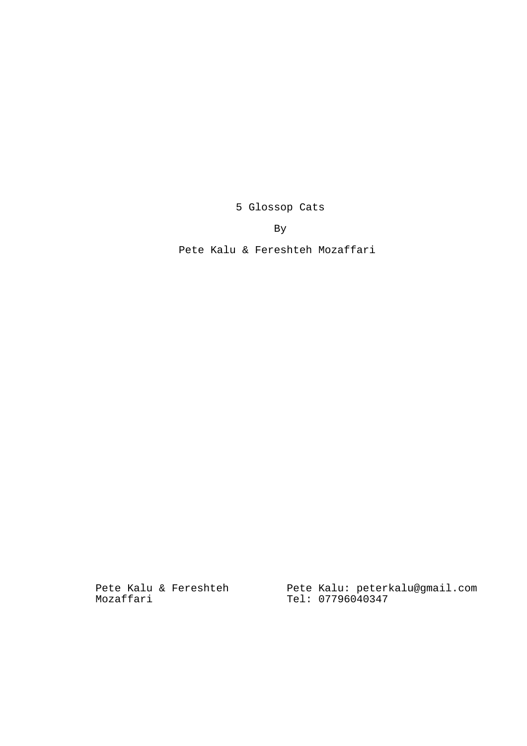# 5 Glossop Cats

By

Pete Kalu & Fereshteh Mozaffari

Pete Kalu & Fereshteh Mozaffari

Pete Kalu: peterkalu@gmail.com
Tel: 07796040347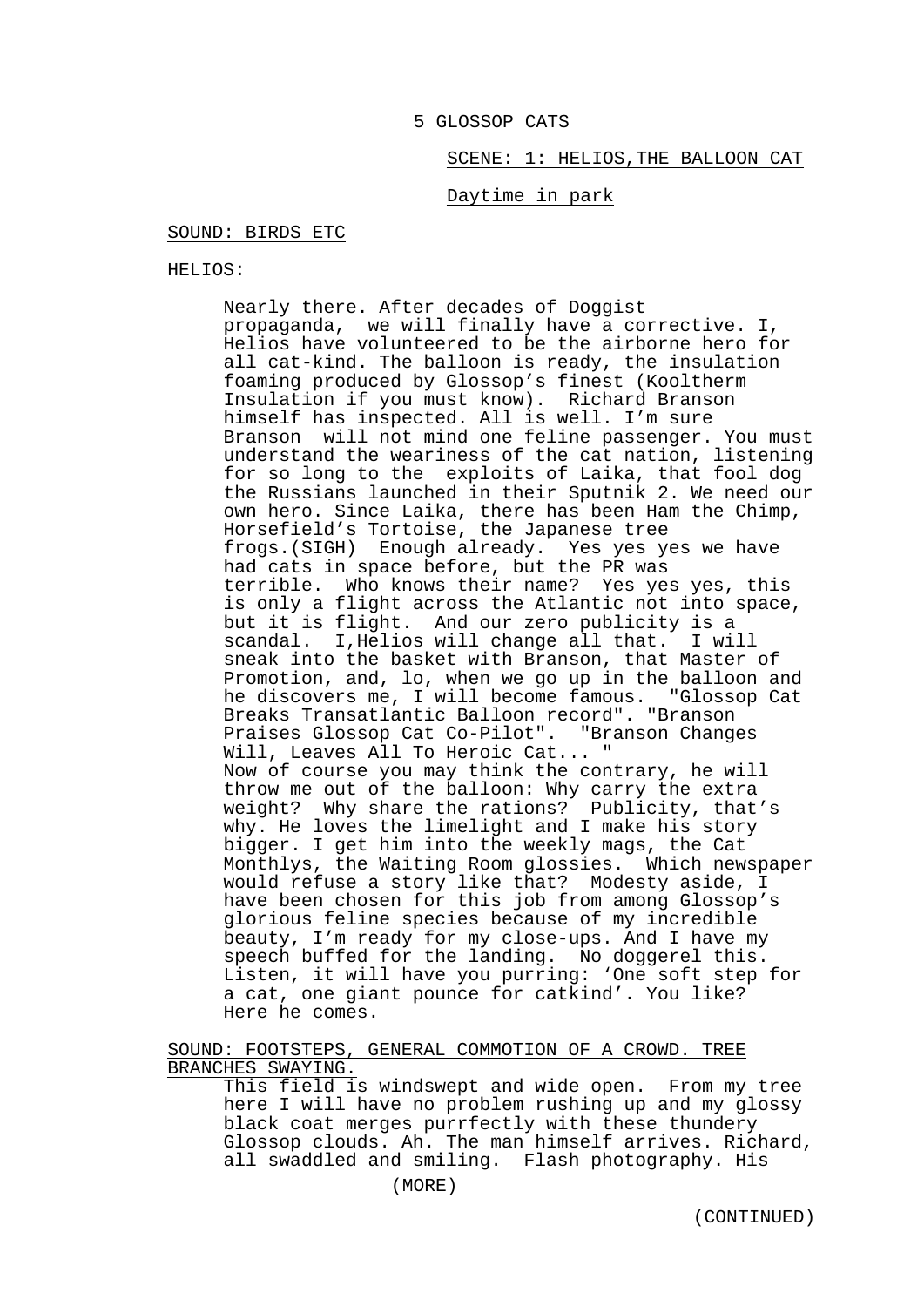5 GLOSSOP CATS

SCENE: 1: HELIOS,THE BALLOON CAT

Daytime in park

SOUND: BIRDS ETC

HELIOS:

> Nearly there. After decades of Doggist propaganda, we will finally have a corrective. I, Helios have volunteered to be the airborne hero for all cat-kind. The balloon is ready, the insulation foaming produced by Glossop's finest (Kooltherm Insulation if you must know). Richard Branson himself has inspected. All is well. I'm sure Branson will not mind one feline passenger. You must understand the weariness of the cat nation, listening for so long to the exploits of Laika, that fool dog the Russians launched in their Sputnik 2. We need our own hero. Since Laika, there has been Ham the Chimp, Horsefield's Tortoise, the Japanese tree frogs.(SIGH) Enough already. Yes yes yes we have had cats in space before, but the PR was terrible. Who knows their name? Yes yes yes, this is only a flight across the Atlantic not into space, but it is flight. And our zero publicity is a scandal. I,Helios will change all that. I will sneak into the basket with Branson, that Master of Promotion, and, lo, when we go up in the balloon and he discovers me, I will become famous. "Glossop Cat Breaks Transatlantic Balloon record". "Branson Praises Glossop Cat Co-Pilot". "Branson Changes Will, Leaves All To Heroic Cat... "
> Now of course you may think the contrary, he will throw me out of the balloon: Why carry the extra weight? Why share the rations? Publicity, that's why. He loves the limelight and I make his story bigger. I get him into the weekly mags, the Cat Monthlys, the Waiting Room glossies. Which newspaper would refuse a story like that? Modesty aside, I have been chosen for this job from among Glossop's glorious feline species because of my incredible beauty, I'm ready for my close-ups. And I have my speech buffed for the landing. No doggerel this. Listen, it will have you purring: 'One soft step for a cat, one giant pounce for catkind'. You like? Here he comes.

SOUND: FOOTSTEPS, GENERAL COMMOTION OF A CROWD. TREE BRANCHES SWAYING.

> This field is windswept and wide open. From my tree here I will have no problem rushing up and my glossy black coat merges purrfectly with these thundery Glossop clouds. Ah. The man himself arrives. Richard, all swaddled and smiling. Flash photography. His

(MORE)

(CONTINUED)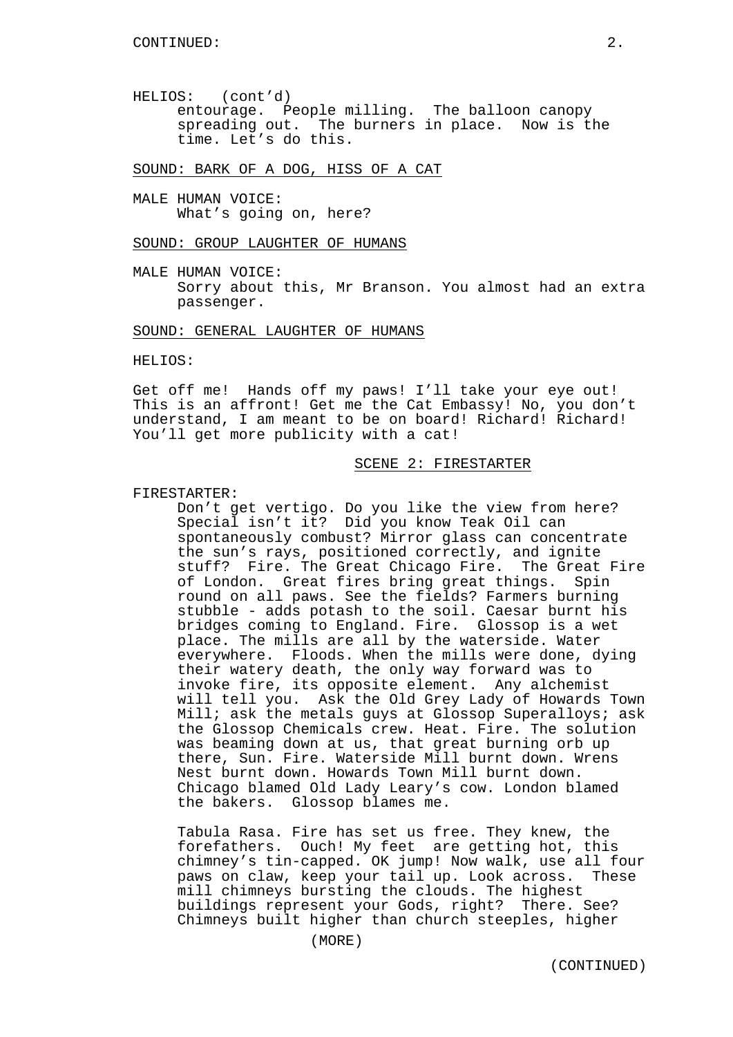HELIOS: (cont'd)

entourage. People milling. The balloon canopy spreading out. The burners in place. Now is the time. Let's do this.

<u>SOUND: BARK OF A DOG, HISS OF A CAT</u>

MALE HUMAN VOICE:

What's going on, here?

<u>SOUND: GROUP LAUGHTER OF HUMANS</u>

MALE HUMAN VOICE:

Sorry about this, Mr Branson. You almost had an extra passenger.

<u>SOUND: GENERAL LAUGHTER OF HUMANS</u>

HELIOS:

Get off me! Hands off my paws! I'll take your eye out! This is an affront! Get me the Cat Embassy! No, you don't understand, I am meant to be on board! Richard! Richard! You'll get more publicity with a cat!

## <u>SCENE 2: FIRESTARTER</u>

FIRESTARTER:

Don't get vertigo. Do you like the view from here? Special isn't it? Did you know Teak Oil can spontaneously combust? Mirror glass can concentrate the sun's rays, positioned correctly, and ignite stuff? Fire. The Great Chicago Fire. The Great Fire of London. Great fires bring great things. Spin round on all paws. See the fields? Farmers burning stubble - adds potash to the soil. Caesar burnt his bridges coming to England. Fire. Glossop is a wet place. The mills are all by the waterside. Water everywhere. Floods. When the mills were done, dying their watery death, the only way forward was to invoke fire, its opposite element. Any alchemist will tell you. Ask the Old Grey Lady of Howards Town Mill; ask the metals guys at Glossop Superalloys; ask the Glossop Chemicals crew. Heat. Fire. The solution was beaming down at us, that great burning orb up there, Sun. Fire. Waterside Mill burnt down. Wrens Nest burnt down. Howards Town Mill burnt down. Chicago blamed Old Lady Leary's cow. London blamed the bakers. Glossop blames me.

Tabula Rasa. Fire has set us free. They knew, the forefathers. Ouch! My feet are getting hot, this chimney's tin-capped. OK jump! Now walk, use all four paws on claw, keep your tail up. Look across. These mill chimneys bursting the clouds. The highest buildings represent your Gods, right? There. See? Chimneys built higher than church steeples, higher

(MORE)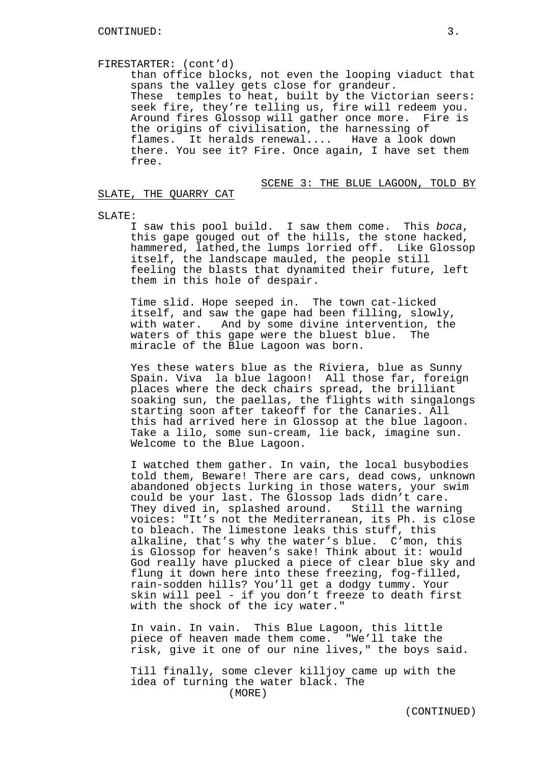FIRESTARTER: (cont'd)

than office blocks, not even the looping viaduct that spans the valley gets close for grandeur. These temples to heat, built by the Victorian seers: seek fire, they're telling us, fire will redeem you. Around fires Glossop will gather once more. Fire is the origins of civilisation, the harnessing of flames. It heralds renewal.... Have a look down there. You see it? Fire. Once again, I have set them free.

## SCENE 3: THE BLUE LAGOON, TOLD BY SLATE, THE QUARRY CAT

SLATE:

I saw this pool build. I saw them come. This *boca*, this gape gouged out of the hills, the stone hacked, hammered, lathed,the lumps lorried off. Like Glossop itself, the landscape mauled, the people still feeling the blasts that dynamited their future, left them in this hole of despair.

Time slid. Hope seeped in. The town cat-licked itself, and saw the gape had been filling, slowly, with water. And by some divine intervention, the waters of this gape were the bluest blue. The miracle of the Blue Lagoon was born.

Yes these waters blue as the Riviera, blue as Sunny Spain. Viva la blue lagoon! All those far, foreign places where the deck chairs spread, the brilliant soaking sun, the paellas, the flights with singalongs starting soon after takeoff for the Canaries. All this had arrived here in Glossop at the blue lagoon. Take a lilo, some sun-cream, lie back, imagine sun. Welcome to the Blue Lagoon.

I watched them gather. In vain, the local busybodies told them, Beware! There are cars, dead cows, unknown abandoned objects lurking in those waters, your swim could be your last. The Glossop lads didn't care. They dived in, splashed around. Still the warning voices: "It's not the Mediterranean, its Ph. is close to bleach. The limestone leaks this stuff, this alkaline, that's why the water's blue. C'mon, this is Glossop for heaven's sake! Think about it: would God really have plucked a piece of clear blue sky and flung it down here into these freezing, fog-filled, rain-sodden hills? You'll get a dodgy tummy. Your skin will peel - if you don't freeze to death first with the shock of the icy water."

In vain. In vain. This Blue Lagoon, this little piece of heaven made them come. "We'll take the risk, give it one of our nine lives," the boys said.

Till finally, some clever killjoy came up with the idea of turning the water black. The

(MORE)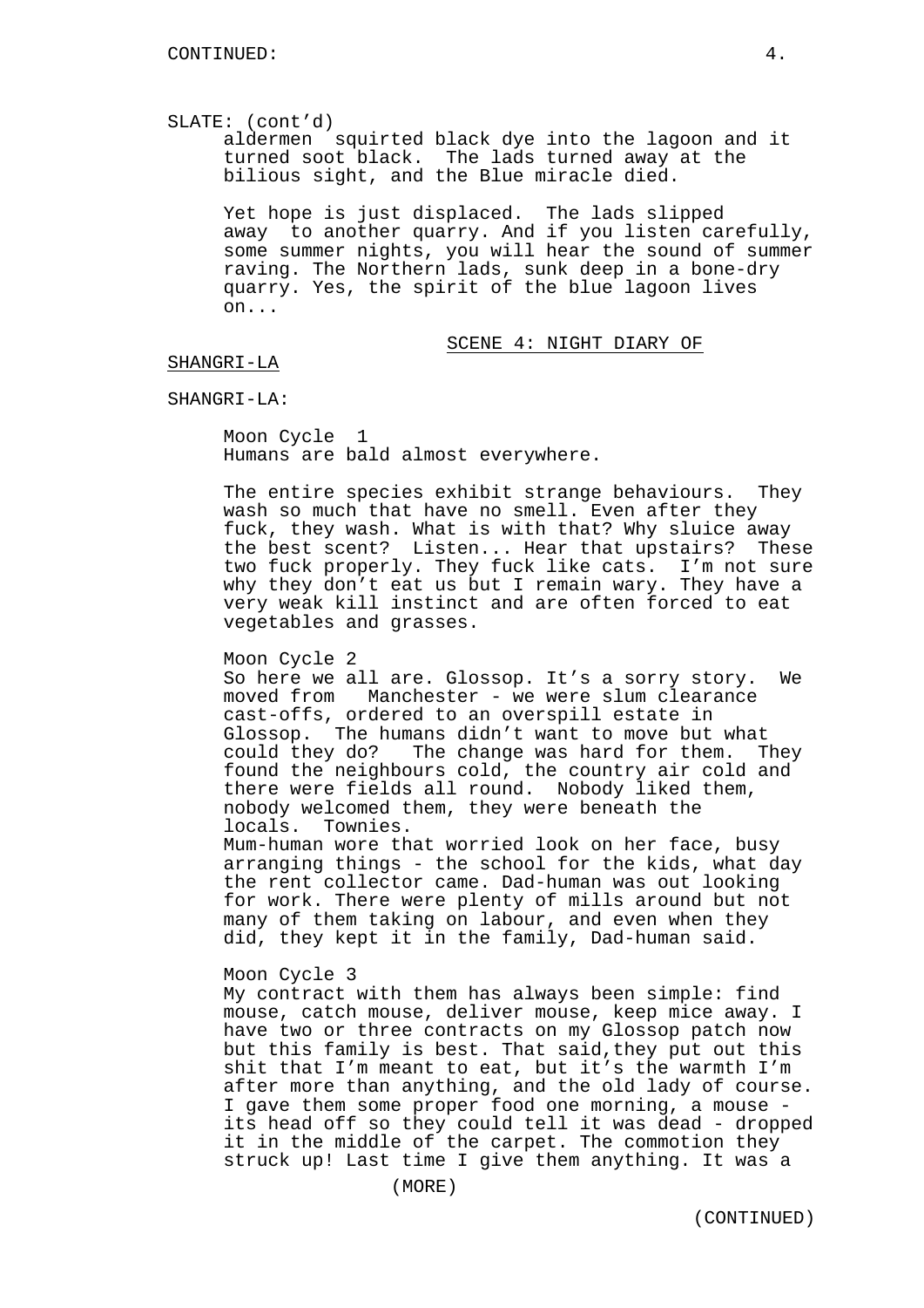SLATE: (cont'd)

aldermen squirted black dye into the lagoon and it turned soot black. The lads turned away at the bilious sight, and the Blue miracle died.

Yet hope is just displaced. The lads slipped away to another quarry. And if you listen carefully, some summer nights, you will hear the sound of summer raving. The Northern lads, sunk deep in a bone-dry quarry. Yes, the spirit of the blue lagoon lives on...

## SCENE 4: NIGHT DIARY OF SHANGRI-LA

SHANGRI-LA:

Moon Cycle 1
Humans are bald almost everywhere.

The entire species exhibit strange behaviours. They wash so much that have no smell. Even after they fuck, they wash. What is with that? Why sluice away the best scent? Listen... Hear that upstairs? These two fuck properly. They fuck like cats. I'm not sure why they don't eat us but I remain wary. They have a very weak kill instinct and are often forced to eat vegetables and grasses.

Moon Cycle 2
So here we all are. Glossop. It's a sorry story. We moved from Manchester - we were slum clearance cast-offs, ordered to an overspill estate in Glossop. The humans didn't want to move but what could they do? The change was hard for them. They found the neighbours cold, the country air cold and there were fields all round. Nobody liked them, nobody welcomed them, they were beneath the locals. Townies.
Mum-human wore that worried look on her face, busy arranging things - the school for the kids, what day the rent collector came. Dad-human was out looking for work. There were plenty of mills around but not many of them taking on labour, and even when they did, they kept it in the family, Dad-human said.

Moon Cycle 3
My contract with them has always been simple: find mouse, catch mouse, deliver mouse, keep mice away. I have two or three contracts on my Glossop patch now but this family is best. That said,they put out this shit that I'm meant to eat, but it's the warmth I'm after more than anything, and the old lady of course. I gave them some proper food one morning, a mouse - its head off so they could tell it was dead - dropped it in the middle of the carpet. The commotion they struck up! Last time I give them anything. It was a

(MORE)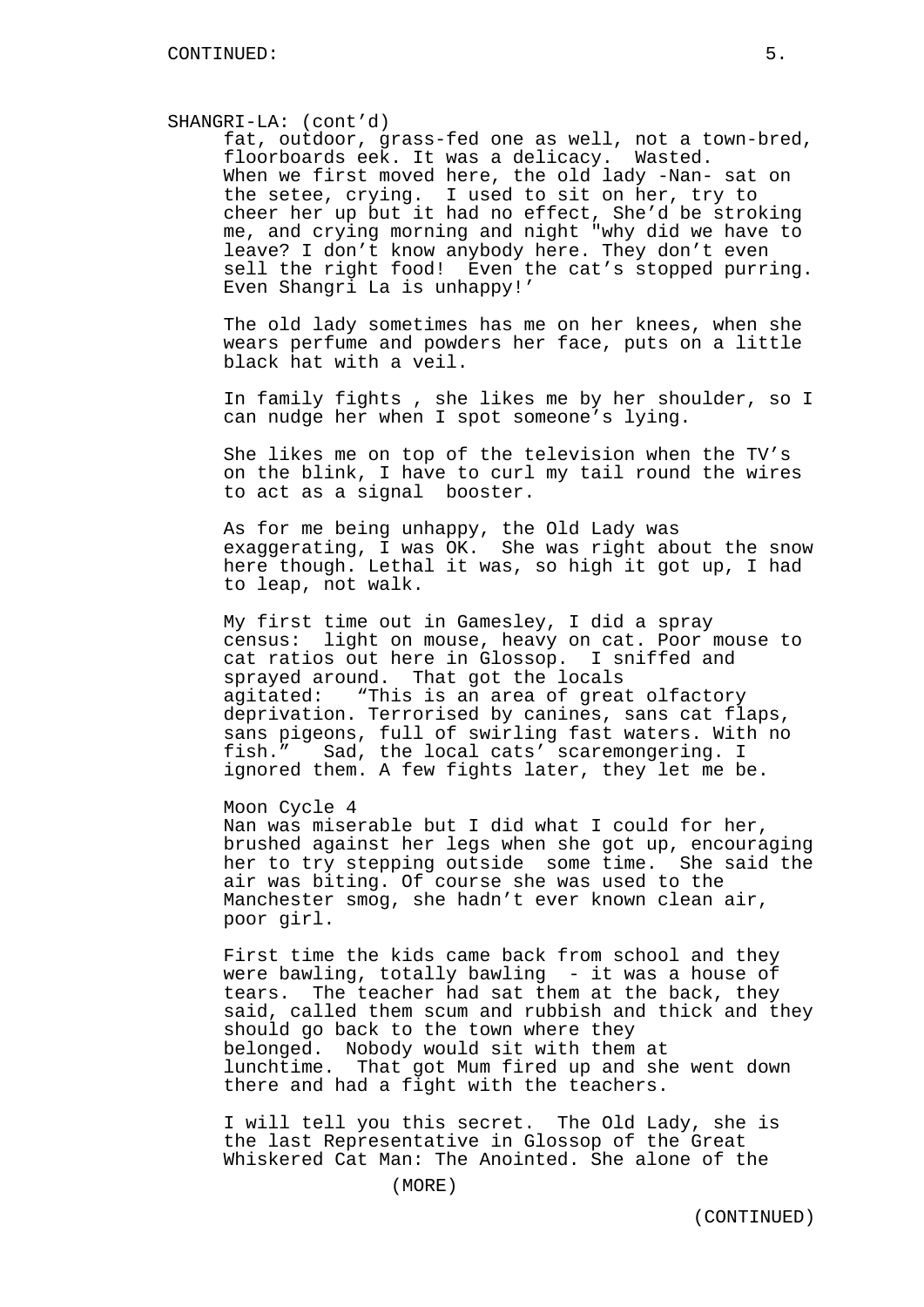SHANGRI-LA: (cont'd)

fat, outdoor, grass-fed one as well, not a town-bred, floorboards eek. It was a delicacy. Wasted. When we first moved here, the old lady -Nan- sat on the setee, crying. I used to sit on her, try to cheer her up but it had no effect, She'd be stroking me, and crying morning and night "why did we have to leave? I don't know anybody here. They don't even sell the right food! Even the cat's stopped purring. Even Shangri La is unhappy!'

The old lady sometimes has me on her knees, when she wears perfume and powders her face, puts on a little black hat with a veil.

In family fights , she likes me by her shoulder, so I can nudge her when I spot someone's lying.

She likes me on top of the television when the TV's on the blink, I have to curl my tail round the wires to act as a signal booster.

As for me being unhappy, the Old Lady was exaggerating, I was OK. She was right about the snow here though. Lethal it was, so high it got up, I had to leap, not walk.

My first time out in Gamesley, I did a spray census: light on mouse, heavy on cat. Poor mouse to cat ratios out here in Glossop. I sniffed and sprayed around. That got the locals agitated: "This is an area of great olfactory deprivation. Terrorised by canines, sans cat flaps, sans pigeons, full of swirling fast waters. With no fish." Sad, the local cats' scaremongering. I ignored them. A few fights later, they let me be.

Moon Cycle 4

Nan was miserable but I did what I could for her, brushed against her legs when she got up, encouraging her to try stepping outside some time. She said the air was biting. Of course she was used to the Manchester smog, she hadn't ever known clean air, poor girl.

First time the kids came back from school and they were bawling, totally bawling - it was a house of tears. The teacher had sat them at the back, they said, called them scum and rubbish and thick and they should go back to the town where they belonged. Nobody would sit with them at lunchtime. That got Mum fired up and she went down there and had a fight with the teachers.

I will tell you this secret. The Old Lady, she is the last Representative in Glossop of the Great Whiskered Cat Man: The Anointed. She alone of the

(MORE)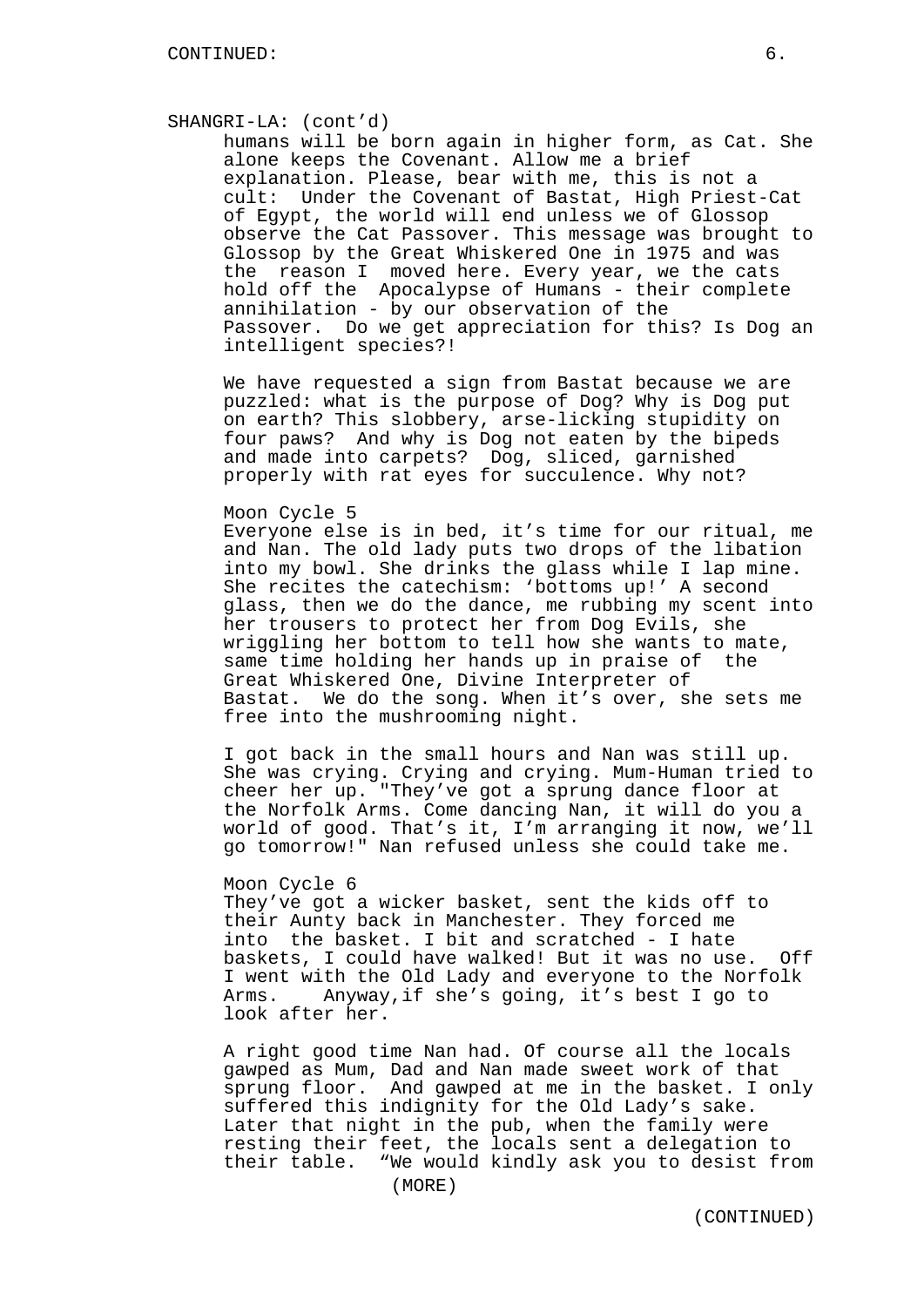SHANGRI-LA: (cont'd)

humans will be born again in higher form, as Cat. She alone keeps the Covenant. Allow me a brief explanation. Please, bear with me, this is not a cult: Under the Covenant of Bastat, High Priest-Cat of Egypt, the world will end unless we of Glossop observe the Cat Passover. This message was brought to Glossop by the Great Whiskered One in 1975 and was the reason I moved here. Every year, we the cats hold off the Apocalypse of Humans - their complete annihilation - by our observation of the Passover. Do we get appreciation for this? Is Dog an intelligent species?!

We have requested a sign from Bastat because we are puzzled: what is the purpose of Dog? Why is Dog put on earth? This slobbery, arse-licking stupidity on four paws? And why is Dog not eaten by the bipeds and made into carpets? Dog, sliced, garnished properly with rat eyes for succulence. Why not?

Moon Cycle 5
Everyone else is in bed, it's time for our ritual, me and Nan. The old lady puts two drops of the libation into my bowl. She drinks the glass while I lap mine. She recites the catechism: 'bottoms up!' A second glass, then we do the dance, me rubbing my scent into her trousers to protect her from Dog Evils, she wriggling her bottom to tell how she wants to mate, same time holding her hands up in praise of the Great Whiskered One, Divine Interpreter of Bastat. We do the song. When it's over, she sets me free into the mushrooming night.

I got back in the small hours and Nan was still up. She was crying. Crying and crying. Mum-Human tried to cheer her up. "They've got a sprung dance floor at the Norfolk Arms. Come dancing Nan, it will do you a world of good. That's it, I'm arranging it now, we'll go tomorrow!" Nan refused unless she could take me.

Moon Cycle 6
They've got a wicker basket, sent the kids off to their Aunty back in Manchester. They forced me into the basket. I bit and scratched - I hate baskets, I could have walked! But it was no use. Off I went with the Old Lady and everyone to the Norfolk Arms. Anyway,if she's going, it's best I go to look after her.

A right good time Nan had. Of course all the locals gawped as Mum, Dad and Nan made sweet work of that sprung floor. And gawped at me in the basket. I only suffered this indignity for the Old Lady's sake. Later that night in the pub, when the family were resting their feet, the locals sent a delegation to their table. "We would kindly ask you to desist from

(MORE)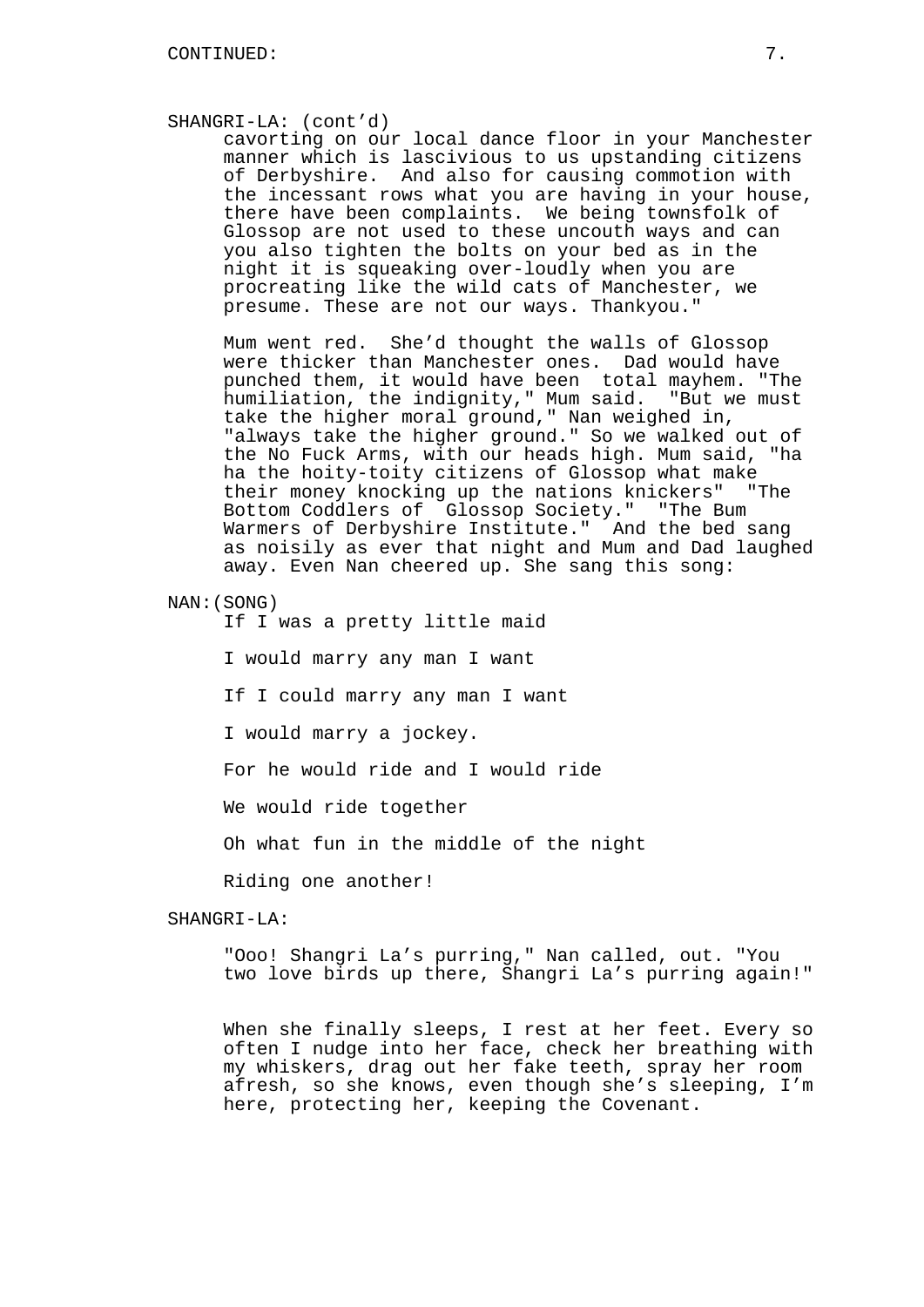SHANGRI-LA: (cont'd)

cavorting on our local dance floor in your Manchester manner which is lascivious to us upstanding citizens of Derbyshire. And also for causing commotion with the incessant rows what you are having in your house, there have been complaints. We being townsfolk of Glossop are not used to these uncouth ways and can you also tighten the bolts on your bed as in the night it is squeaking over-loudly when you are procreating like the wild cats of Manchester, we presume. These are not our ways. Thankyou."

Mum went red. She'd thought the walls of Glossop were thicker than Manchester ones. Dad would have punched them, it would have been total mayhem. "The humiliation, the indignity," Mum said. "But we must take the higher moral ground," Nan weighed in, "always take the higher ground." So we walked out of the No Fuck Arms, with our heads high. Mum said, "ha ha the hoity-toity citizens of Glossop what make their money knocking up the nations knickers" "The Bottom Coddlers of Glossop Society." "The Bum Warmers of Derbyshire Institute." And the bed sang as noisily as ever that night and Mum and Dad laughed away. Even Nan cheered up. She sang this song:

NAN:(SONG)

If I was a pretty little maid

I would marry any man I want

If I could marry any man I want

I would marry a jockey.

For he would ride and I would ride

We would ride together

Oh what fun in the middle of the night

Riding one another!

SHANGRI-LA:

"Ooo! Shangri La's purring," Nan called, out. "You two love birds up there, Shangri La's purring again!"

When she finally sleeps, I rest at her feet. Every so often I nudge into her face, check her breathing with my whiskers, drag out her fake teeth, spray her room afresh, so she knows, even though she's sleeping, I'm here, protecting her, keeping the Covenant.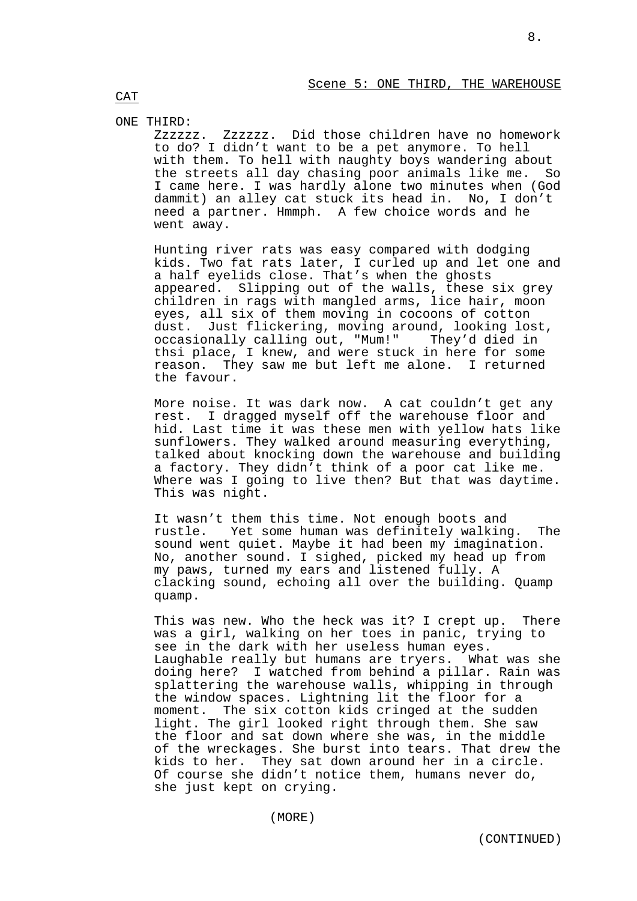Scene 5: ONE THIRD, THE WAREHOUSE

CAT

ONE THIRD:

Zzzzzz. Zzzzzz. Did those children have no homework to do? I didn't want to be a pet anymore. To hell with them. To hell with naughty boys wandering about the streets all day chasing poor animals like me. So I came here. I was hardly alone two minutes when (God dammit) an alley cat stuck its head in. No, I don't need a partner. Hmmph. A few choice words and he went away.

Hunting river rats was easy compared with dodging kids. Two fat rats later, I curled up and let one and a half eyelids close. That's when the ghosts appeared. Slipping out of the walls, these six grey children in rags with mangled arms, lice hair, moon eyes, all six of them moving in cocoons of cotton dust. Just flickering, moving around, looking lost, occasionally calling out, "Mum!" They'd died in thsi place, I knew, and were stuck in here for some reason. They saw me but left me alone. I returned the favour.

More noise. It was dark now. A cat couldn't get any rest. I dragged myself off the warehouse floor and hid. Last time it was these men with yellow hats like sunflowers. They walked around measuring everything, talked about knocking down the warehouse and building a factory. They didn't think of a poor cat like me. Where was I going to live then? But that was daytime. This was night.

It wasn't them this time. Not enough boots and rustle. Yet some human was definitely walking. The sound went quiet. Maybe it had been my imagination. No, another sound. I sighed, picked my head up from my paws, turned my ears and listened fully. A clacking sound, echoing all over the building. Quamp quamp.

This was new. Who the heck was it? I crept up. There was a girl, walking on her toes in panic, trying to see in the dark with her useless human eyes. Laughable really but humans are tryers. What was she doing here? I watched from behind a pillar. Rain was splattering the warehouse walls, whipping in through the window spaces. Lightning lit the floor for a moment. The six cotton kids cringed at the sudden light. The girl looked right through them. She saw the floor and sat down where she was, in the middle of the wreckages. She burst into tears. That drew the kids to her. They sat down around her in a circle. Of course she didn't notice them, humans never do, she just kept on crying.

(MORE)

(CONTINUED)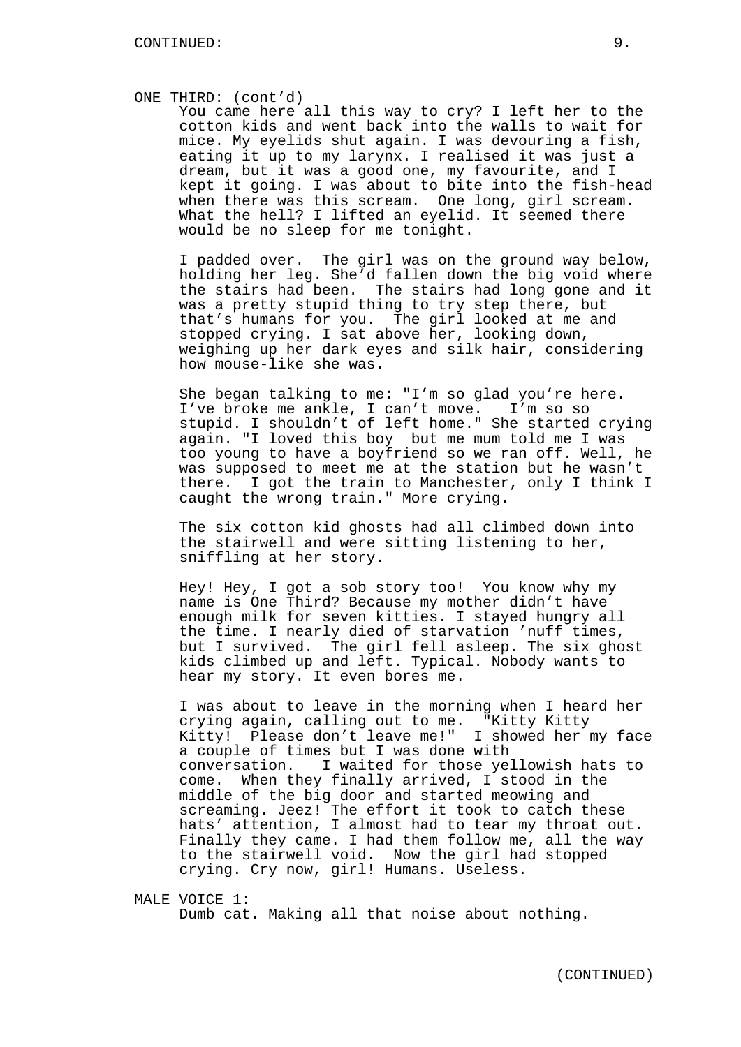ONE THIRD: (cont'd)

You came here all this way to cry? I left her to the cotton kids and went back into the walls to wait for mice. My eyelids shut again. I was devouring a fish, eating it up to my larynx. I realised it was just a dream, but it was a good one, my favourite, and I kept it going. I was about to bite into the fish-head when there was this scream. One long, girl scream. What the hell? I lifted an eyelid. It seemed there would be no sleep for me tonight.

I padded over. The girl was on the ground way below, holding her leg. She'd fallen down the big void where the stairs had been. The stairs had long gone and it was a pretty stupid thing to try step there, but that's humans for you. The girl looked at me and stopped crying. I sat above her, looking down, weighing up her dark eyes and silk hair, considering how mouse-like she was.

She began talking to me: "I'm so glad you're here. I've broke me ankle, I can't move. I'm so so stupid. I shouldn't of left home." She started crying again. "I loved this boy but me mum told me I was too young to have a boyfriend so we ran off. Well, he was supposed to meet me at the station but he wasn't there. I got the train to Manchester, only I think I caught the wrong train." More crying.

The six cotton kid ghosts had all climbed down into the stairwell and were sitting listening to her, sniffling at her story.

Hey! Hey, I got a sob story too! You know why my name is One Third? Because my mother didn't have enough milk for seven kitties. I stayed hungry all the time. I nearly died of starvation 'nuff times, but I survived. The girl fell asleep. The six ghost kids climbed up and left. Typical. Nobody wants to hear my story. It even bores me.

I was about to leave in the morning when I heard her crying again, calling out to me. "Kitty Kitty Kitty! Please don't leave me!" I showed her my face a couple of times but I was done with conversation. I waited for those yellowish hats to come. When they finally arrived, I stood in the middle of the big door and started meowing and screaming. Jeez! The effort it took to catch these hats' attention, I almost had to tear my throat out. Finally they came. I had them follow me, all the way to the stairwell void. Now the girl had stopped crying. Cry now, girl! Humans. Useless.

MALE VOICE 1:

Dumb cat. Making all that noise about nothing.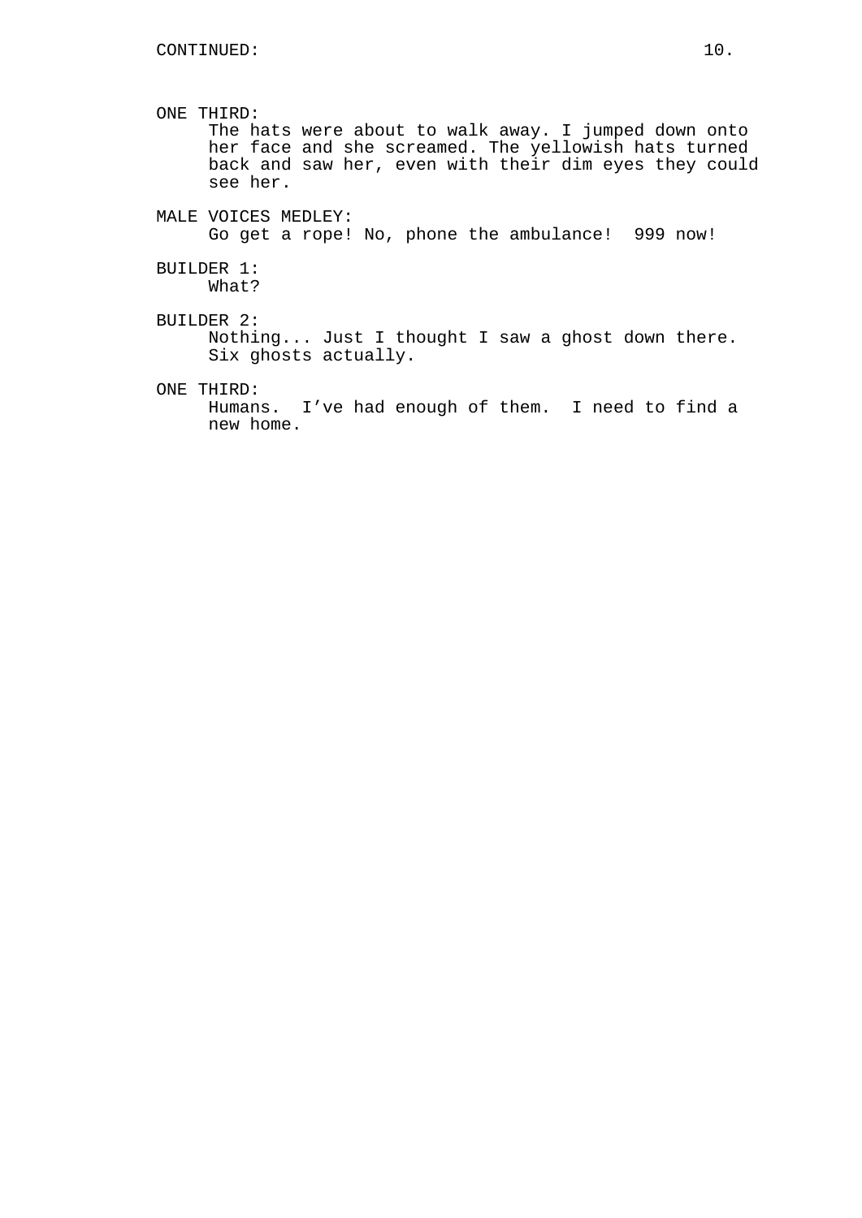ONE THIRD:
The hats were about to walk away. I jumped down onto her face and she screamed. The yellowish hats turned back and saw her, even with their dim eyes they could see her.

MALE VOICES MEDLEY:
Go get a rope! No, phone the ambulance!  999 now!

BUILDER 1:
What?

BUILDER 2:
Nothing... Just I thought I saw a ghost down there. Six ghosts actually.

ONE THIRD:
Humans.  I've had enough of them.  I need to find a new home.